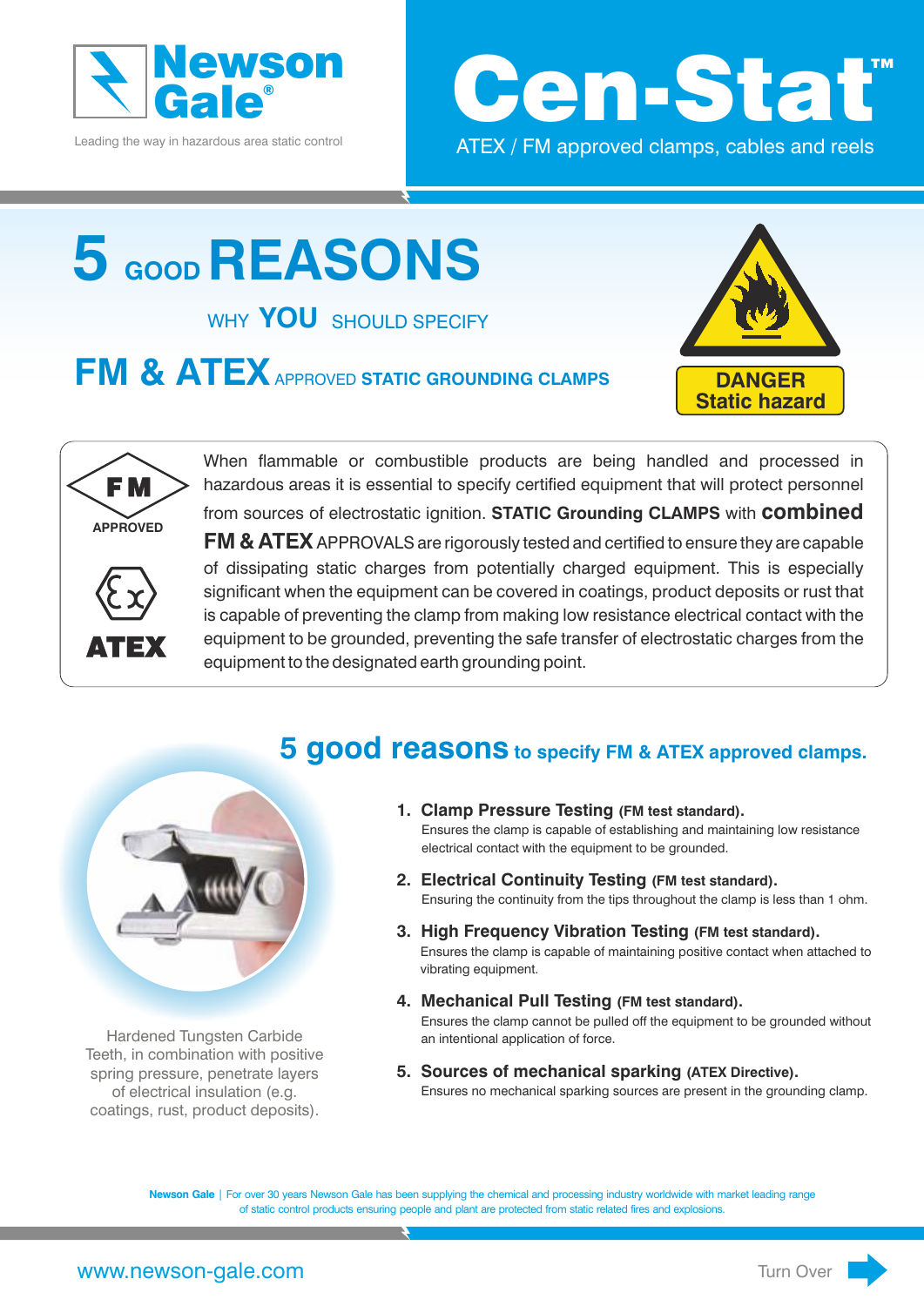Newson Gale®

Leading the way in hazardous area static control

# Cen-Stat™

ATEX / FM approved clamps, cables and reels

# 5 GOOD REASONS

WHY **YOU** SHOULD SPECIFY

## FM & ATEX APPROVED STATIC GROUNDING CLAMPS

DANGER
Static hazard

FM APPROVED

ATEX

When flammable or combustible products are being handled and processed in hazardous areas it is essential to specify certified equipment that will protect personnel from sources of electrostatic ignition. **STATIC Grounding CLAMPS** with **combined FM & ATEX** APPROVALS are rigorously tested and certified to ensure they are capable of dissipating static charges from potentially charged equipment. This is especially significant when the equipment can be covered in coatings, product deposits or rust that is capable of preventing the clamp from making low resistance electrical contact with the equipment to be grounded, preventing the safe transfer of electrostatic charges from the equipment to the designated earth grounding point.

## 5 good reasons to specify FM & ATEX approved clamps.

1. **Clamp Pressure Testing (FM test standard).**
   Ensures the clamp is capable of establishing and maintaining low resistance electrical contact with the equipment to be grounded.
2. **Electrical Continuity Testing (FM test standard).**
   Ensuring the continuity from the tips throughout the clamp is less than 1 ohm.
3. **High Frequency Vibration Testing (FM test standard).**
   Ensures the clamp is capable of maintaining positive contact when attached to vibrating equipment.
4. **Mechanical Pull Testing (FM test standard).**
   Ensures the clamp cannot be pulled off the equipment to be grounded without an intentional application of force.
5. **Sources of mechanical sparking (ATEX Directive).**
   Ensures no mechanical sparking sources are present in the grounding clamp.

Hardened Tungsten Carbide Teeth, in combination with positive spring pressure, penetrate layers of electrical insulation (e.g. coatings, rust, product deposits).

**Newson Gale** | For over 30 years Newson Gale has been supplying the chemical and processing industry worldwide with market leading range of static control products ensuring people and plant are protected from static related fires and explosions.

www.newson-gale.com

Turn Over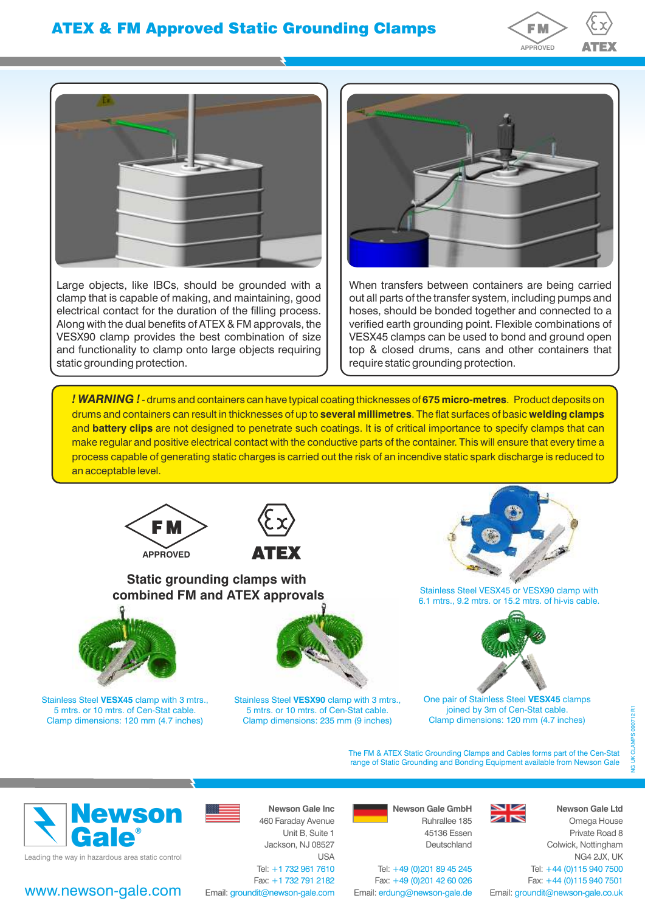# ATEX & FM Approved Static Grounding Clamps

Large objects, like IBCs, should be grounded with a clamp that is capable of making, and maintaining, good electrical contact for the duration of the filling process. Along with the dual benefits of ATEX & FM approvals, the VESX90 clamp provides the best combination of size and functionality to clamp onto large objects requiring static grounding protection.

When transfers between containers are being carried out all parts of the transfer system, including pumps and hoses, should be bonded together and connected to a verified earth grounding point. Flexible combinations of VESX45 clamps can be used to bond and ground open top & closed drums, cans and other containers that require static grounding protection.

***! WARNING !*** - drums and containers can have typical coating thicknesses of **675 micro-metres**. Product deposits on drums and containers can result in thicknesses of up to **several millimetres**. The flat surfaces of basic **welding clamps** and **battery clips** are not designed to penetrate such coatings. It is of critical importance to specify clamps that can make regular and positive electrical contact with the conductive parts of the container. This will ensure that every time a process capable of generating static charges is carried out the risk of an incendive static spark discharge is reduced to an acceptable level.

FM APPROVED ATEX

## Static grounding clamps with combined FM and ATEX approvals

Stainless Steel VESX45 or VESX90 clamp with 6.1 mtrs., 9.2 mtrs. or 15.2 mtrs. of hi-vis cable.

Stainless Steel **VESX45** clamp with 3 mtrs., 5 mtrs. or 10 mtrs. of Cen-Stat cable. Clamp dimensions: 120 mm (4.7 inches)

Stainless Steel **VESX90** clamp with 3 mtrs., 5 mtrs. or 10 mtrs. of Cen-Stat cable. Clamp dimensions: 235 mm (9 inches)

One pair of Stainless Steel **VESX45** clamps joined by 3m of Cen-Stat cable. Clamp dimensions: 120 mm (4.7 inches)

The FM & ATEX Static Grounding Clamps and Cables forms part of the Cen-Stat range of Static Grounding and Bonding Equipment available from Newson Gale

NG UK CLAMPS 090712 R1

**Newson Gale®**

Leading the way in hazardous area static control

www.newson-gale.com

**Newson Gale Inc**
460 Faraday Avenue
Unit B, Suite 1
Jackson, NJ 08527
USA
Tel: +1 732 961 7610
Fax: +1 732 791 2182
Email: groundit@newson-gale.com

**Newson Gale GmbH**
Ruhrallee 185
45136 Essen
Deutschland
Tel: +49 (0)201 89 45 245
Fax: +49 (0)201 42 60 026
Email: erdung@newson-gale.de

**Newson Gale Ltd**
Omega House
Private Road 8
Colwick, Nottingham
NG4 2JX, UK
Tel: +44 (0)115 940 7500
Fax: +44 (0)115 940 7501
Email: groundit@newson-gale.co.uk